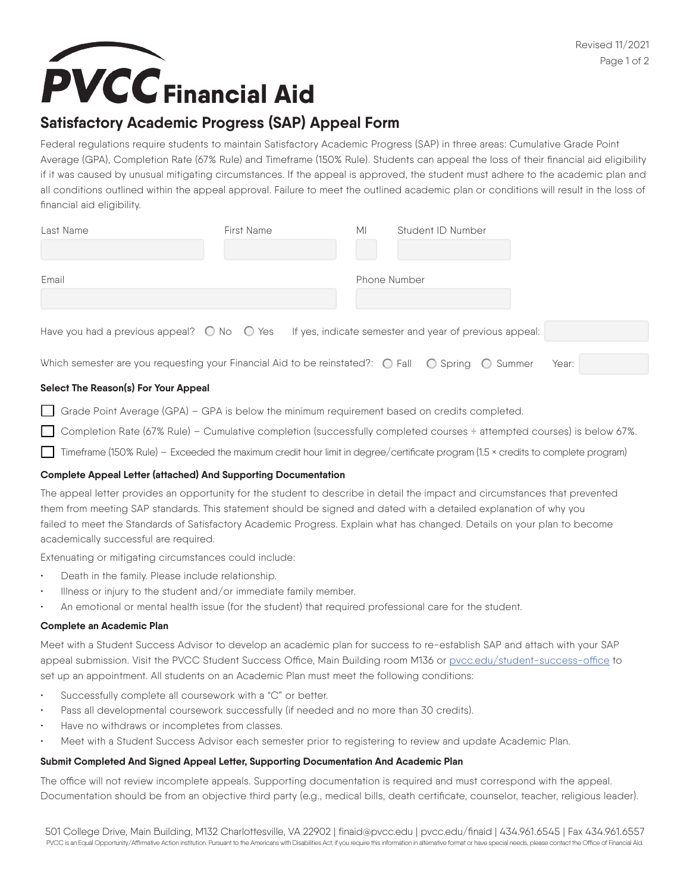# PVCC Financial Aid

## Satisfactory Academic Progress (SAP) Appeal Form

Federal regulations require students to maintain Satisfactory Academic Progress (SAP) in three areas: Cumulative Grade Point Average (GPA), Completion Rate (67% Rule) and Timeframe (150% Rule). Students can appeal the loss of their financial aid eligibility if it was caused by unusual mitigating circumstances. If the appeal is approved, the student must adhere to the academic plan and all conditions outlined within the appeal approval. Failure to meet the outlined academic plan or conditions will result in the loss of financial aid eligibility.

Last Name ____________ First Name ____________ MI ____ Student ID Number ____________

Email ____________ Phone Number ____________

Have you had a previous appeal? ○ No ○ Yes If yes, indicate semester and year of previous appeal: ____________

Which semester are you requesting your Financial Aid to be reinstated?: ○ Fall ○ Spring ○ Summer Year: ____________

### Select The Reason(s) For Your Appeal

- ☐ Grade Point Average (GPA) – GPA is below the minimum requirement based on credits completed.
- ☐ Completion Rate (67% Rule) – Cumulative completion (successfully completed courses ÷ attempted courses) is below 67%.
- ☐ Timeframe (150% Rule) – Exceeded the maximum credit hour limit in degree/certificate program (1.5 × credits to complete program)

### Complete Appeal Letter (attached) And Supporting Documentation

The appeal letter provides an opportunity for the student to describe in detail the impact and circumstances that prevented them from meeting SAP standards. This statement should be signed and dated with a detailed explanation of why you failed to meet the Standards of Satisfactory Academic Progress. Explain what has changed. Details on your plan to become academically successful are required.

Extenuating or mitigating circumstances could include:

- Death in the family. Please include relationship.
- Illness or injury to the student and/or immediate family member.
- An emotional or mental health issue (for the student) that required professional care for the student.

### Complete an Academic Plan

Meet with a Student Success Advisor to develop an academic plan for success to re-establish SAP and attach with your SAP appeal submission. Visit the PVCC Student Success Office, Main Building room M136 or pvcc.edu/student-success-office to set up an appointment. All students on an Academic Plan must meet the following conditions:

- Successfully complete all coursework with a "C" or better.
- Pass all developmental coursework successfully (if needed and no more than 30 credits).
- Have no withdraws or incompletes from classes.
- Meet with a Student Success Advisor each semester prior to registering to review and update Academic Plan.

### Submit Completed And Signed Appeal Letter, Supporting Documentation And Academic Plan

The office will not review incomplete appeals. Supporting documentation is required and must correspond with the appeal. Documentation should be from an objective third party (e.g., medical bills, death certificate, counselor, teacher, religious leader).

501 College Drive, Main Building, M132 Charlottesville, VA 22902 | finaid@pvcc.edu | pvcc.edu/finaid | 434.961.6545 | Fax 434.961.6557

PVCC is an Equal Opportunity/Affirmative Action institution. Pursuant to the Americans with Disabilities Act, if you require this information in alternative format or have special needs, please contact the Office of Financial Aid.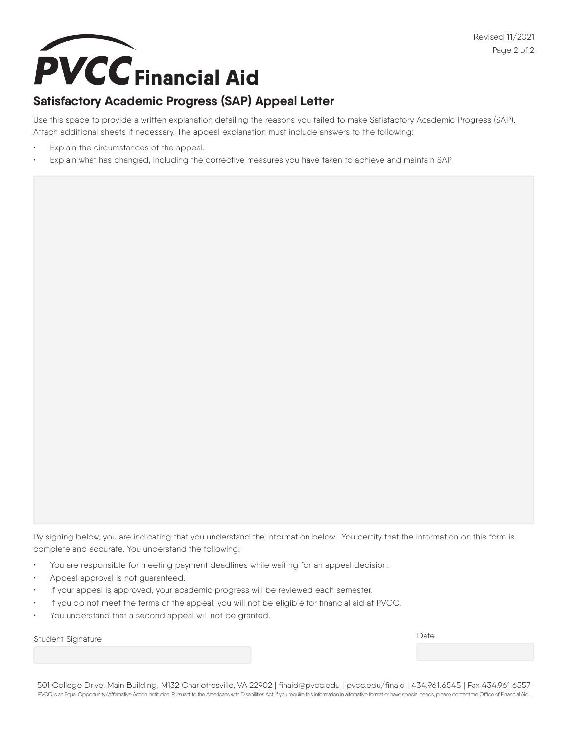# PVCC Financial Aid

## Satisfactory Academic Progress (SAP) Appeal Letter

Use this space to provide a written explanation detailing the reasons you failed to make Satisfactory Academic Progress (SAP). Attach additional sheets if necessary. The appeal explanation must include answers to the following:

- Explain the circumstances of the appeal.
- Explain what has changed, including the corrective measures you have taken to achieve and maintain SAP.

By signing below, you are indicating that you understand the information below. You certify that the information on this form is complete and accurate. You understand the following:

- You are responsible for meeting payment deadlines while waiting for an appeal decision.
- Appeal approval is not guaranteed.
- If your appeal is approved, your academic progress will be reviewed each semester.
- If you do not meet the terms of the appeal, you will not be eligible for financial aid at PVCC.
- You understand that a second appeal will not be granted.

Student Signature

Date

501 College Drive, Main Building, M132 Charlottesville, VA 22902 | finaid@pvcc.edu | pvcc.edu/finaid | 434.961.6545 | Fax 434.961.6557

PVCC is an Equal Opportunity/Affirmative Action institution. Pursuant to the Americans with Disabilities Act, if you require this information in alternative format or have special needs, please contact the Office of Financial Aid.